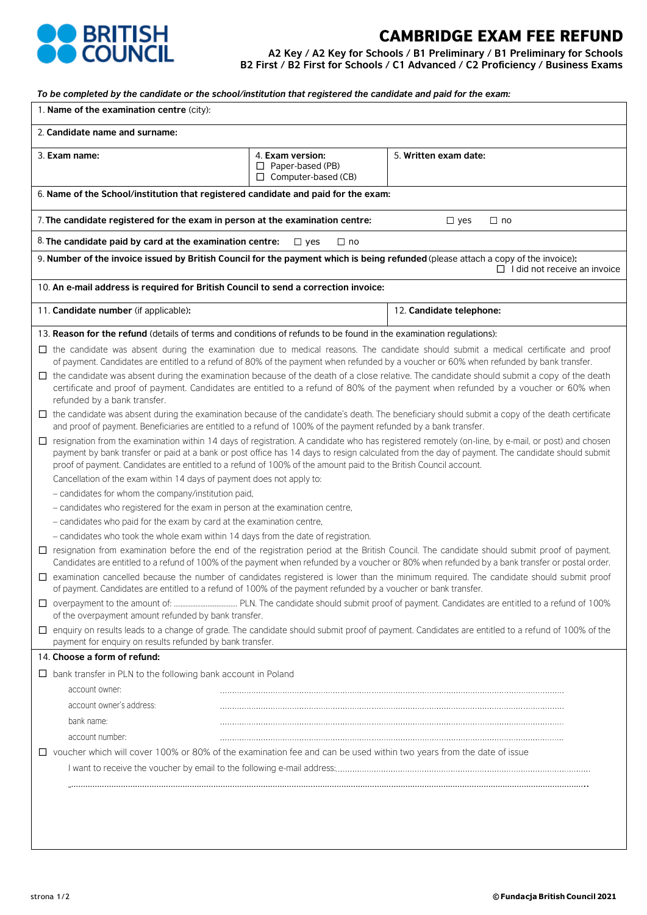BRITISH COUNCIL

# CAMBRIDGE EXAM FEE REFUND

**A2 Key / A2 Key for Schools / B1 Preliminary / B1 Preliminary for Schools B2 First / B2 First for Schools / C1 Advanced / C2 Proficiency / Business Exams**

***To be completed by the candidate or the school/institution that registered the candidate and paid for the exam:***

1. **Name of the examination centre** (city):

2. **Candidate name and surname:**

3. **Exam name:**

4. **Exam version:**
   - ☐ Paper-based (PB)
   - ☐ Computer-based (CB)

5. **Written exam date:**

6. **Name of the School/institution that registered candidate and paid for the exam:**

7. **The candidate registered for the exam in person at the examination centre:** ☐ yes ☐ no

8. **The candidate paid by card at the examination centre:** ☐ yes ☐ no

9. **Number of the invoice issued by British Council for the payment which is being refunded** (please attach a copy of the invoice):
   ☐ I did not receive an invoice

10. **An e-mail address is required for British Council to send a correction invoice:**

11. **Candidate number** (if applicable)**:**

12. **Candidate telephone:**

13. **Reason for the refund** (details of terms and conditions of refunds to be found in the examination regulations):

☐ the candidate was absent during the examination due to medical reasons. The candidate should submit a medical certificate and proof of payment. Candidates are entitled to a refund of 80% of the payment when refunded by a voucher or 60% when refunded by bank transfer.

☐ the candidate was absent during the examination because of the death of a close relative. The candidate should submit a copy of the death certificate and proof of payment. Candidates are entitled to a refund of 80% of the payment when refunded by a voucher or 60% when refunded by a bank transfer.

☐ the candidate was absent during the examination because of the candidate's death. The beneficiary should submit a copy of the death certificate and proof of payment. Beneficiaries are entitled to a refund of 100% of the payment refunded by a bank transfer.

☐ resignation from the examination within 14 days of registration. A candidate who has registered remotely (on-line, by e-mail, or post) and chosen payment by bank transfer or paid at a bank or post office has 14 days to resign calculated from the day of payment. The candidate should submit proof of payment. Candidates are entitled to a refund of 100% of the amount paid to the British Council account.

Cancellation of the exam within 14 days of payment does not apply to:

– candidates for whom the company/institution paid,

– candidates who registered for the exam in person at the examination centre,

– candidates who paid for the exam by card at the examination centre,

– candidates who took the whole exam within 14 days from the date of registration.

☐ resignation from examination before the end of the registration period at the British Council. The candidate should submit proof of payment. Candidates are entitled to a refund of 100% of the payment when refunded by a voucher or 80% when refunded by a bank transfer or postal order.

☐ examination cancelled because the number of candidates registered is lower than the minimum required. The candidate should submit proof of payment. Candidates are entitled to a refund of 100% of the payment refunded by a voucher or bank transfer.

☐ overpayment to the amount of: .......................... PLN. The candidate should submit proof of payment. Candidates are entitled to a refund of 100% of the overpayment amount refunded by bank transfer.

☐ enquiry on results leads to a change of grade. The candidate should submit proof of payment. Candidates are entitled to a refund of 100% of the payment for enquiry on results refunded by bank transfer.

14. **Choose a form of refund:**

☐ bank transfer in PLN to the following bank account in Poland

account owner: ..............................................................................................................

account owner's address: ..............................................................................................................

bank name: ..............................................................................................................

account number: ..............................................................................................................

☐ voucher which will cover 100% or 80% of the examination fee and can be used within two years from the date of issue

I want to receive the voucher by email to the following e-mail address:..............................................................................................

..............................................................................................................................................................

© Fundacja British Council 2021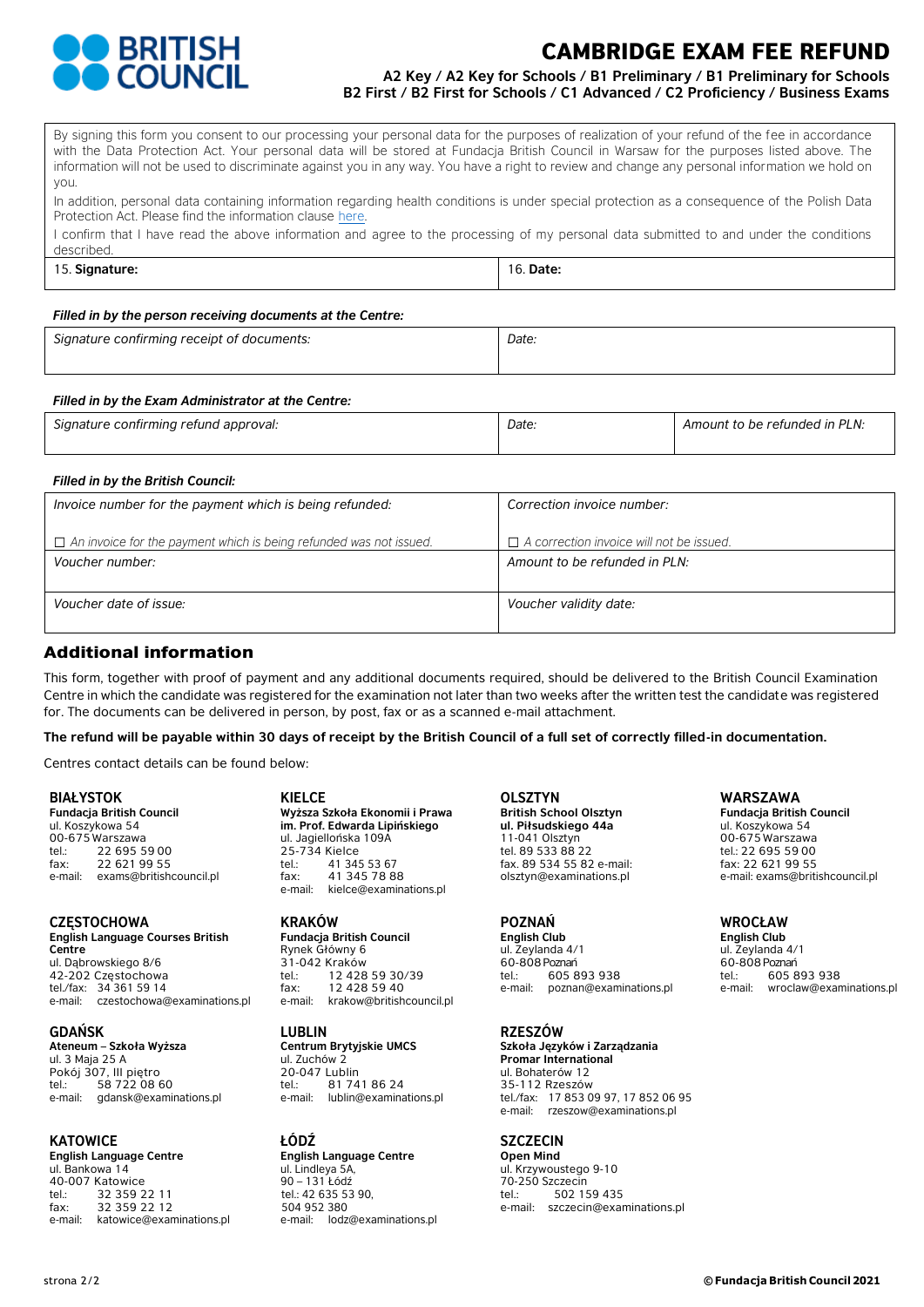# CAMBRIDGE EXAM FEE REFUND

**A2 Key / A2 Key for Schools / B1 Preliminary / B1 Preliminary for Schools B2 First / B2 First for Schools / C1 Advanced / C2 Proficiency / Business Exams**

By signing this form you consent to our processing your personal data for the purposes of realization of your refund of the fee in accordance with the Data Protection Act. Your personal data will be stored at Fundacja British Council in Warsaw for the purposes listed above. The information will not be used to discriminate against you in any way. You have a right to review and change any personal information we hold on you.

In addition, personal data containing information regarding health conditions is under special protection as a consequence of the Polish Data Protection Act. Please find the information clause here.

I confirm that I have read the above information and agree to the processing of my personal data submitted to and under the conditions described.

| | |
|---|---|
| 15. **Signature:** | 16. **Date:** |

***Filled in by the person receiving documents at the Centre:***

| | |
|---|---|
| *Signature confirming receipt of documents:* | *Date:* |

***Filled in by the Exam Administrator at the Centre:***

| | | |
|---|---|---|
| *Signature confirming refund approval:* | *Date:* | *Amount to be refunded in PLN:* |

***Filled in by the British Council:***

| | |
|---|---|
| *Invoice number for the payment which is being refunded:* ☐ *An invoice for the payment which is being refunded was not issued.* | *Correction invoice number:* ☐ *A correction invoice will not be issued.* |
| *Voucher number:* | *Amount to be refunded in PLN:* |
| *Voucher date of issue:* | *Voucher validity date:* |

## Additional information

This form, together with proof of payment and any additional documents required, should be delivered to the British Council Examination Centre in which the candidate was registered for the examination not later than two weeks after the written test the candidate was registered for. The documents can be delivered in person, by post, fax or as a scanned e-mail attachment.

**The refund will be payable within 30 days of receipt by the British Council of a full set of correctly filled-in documentation.**

Centres contact details can be found below:

**BIAŁYSTOK**
**Fundacja British Council**
ul. Koszykowa 54
00-675 Warszawa
tel.: 22 695 59 00
fax: 22 621 99 55
e-mail: exams@britishcouncil.pl

**CZĘSTOCHOWA**
**English Language Courses British Centre**
ul. Dąbrowskiego 8/6
42-202 Częstochowa
tel./fax: 34 361 59 14
e-mail: czestochowa@examinations.pl

**GDAŃSK**
**Ateneum – Szkoła Wyższa**
ul. 3 Maja 25 A
Pokój 307, III piętro
tel.: 58 722 08 60
e-mail: gdansk@examinations.pl

**KATOWICE**
**English Language Centre**
ul. Bankowa 14
40-007 Katowice
tel.: 32 359 22 11
fax: 32 359 22 12
e-mail: katowice@examinations.pl

**KIELCE**
**Wyższa Szkoła Ekonomii i Prawa im. Prof. Edwarda Lipińskiego**
ul. Jagiellońska 109A
25-734 Kielce
tel.: 41 345 53 67
fax: 41 345 78 88
e-mail: kielce@examinations.pl

**KRAKÓW**
**Fundacja British Council**
Rynek Główny 6
31-042 Kraków
tel.: 12 428 59 30/39
fax: 12 428 59 40
e-mail: krakow@britishcouncil.pl

**LUBLIN**
**Centrum Brytyjskie UMCS**
ul. Zuchów 2
20-047 Lublin
tel.: 81 741 86 24
e-mail: lublin@examinations.pl

**ŁÓDŹ**
**English Language Centre**
ul. Lindleya 5A,
90 – 131 Łódź
tel.: 42 635 53 90,
504 952 380
e-mail: lodz@examinations.pl

**OLSZTYN**
**British School Olsztyn**
**ul. Piłsudskiego 44a**
11-041 Olsztyn
tel. 89 533 88 22
fax. 89 534 55 82 e-mail:
olsztyn@examinations.pl

**POZNAŃ**
**English Club**
ul. Zeylanda 4/1
60-808 Poznań
tel.: 605 893 938
e-mail: poznan@examinations.pl

**RZESZÓW**
**Szkoła Języków i Zarządzania Promar International**
ul. Bohaterów 12
35-112 Rzeszów
tel./fax: 17 853 09 97, 17 852 06 95
e-mail: rzeszow@examinations.pl

**SZCZECIN**
**Open Mind**
ul. Krzywoustego 9-10
70-250 Szczecin
tel.: 502 159 435
e-mail: szczecin@examinations.pl

**WARSZAWA**
**Fundacja British Council**
ul. Koszykowa 54
00-675 Warszawa
tel.: 22 695 59 00
fax: 22 621 99 55
e-mail: exams@britishcouncil.pl

**WROCŁAW**
**English Club**
ul. Zeylanda 4/1
60-808 Poznań
tel.: 605 893 938
e-mail: wroclaw@examinations.pl

**© Fundacja British Council 2021**